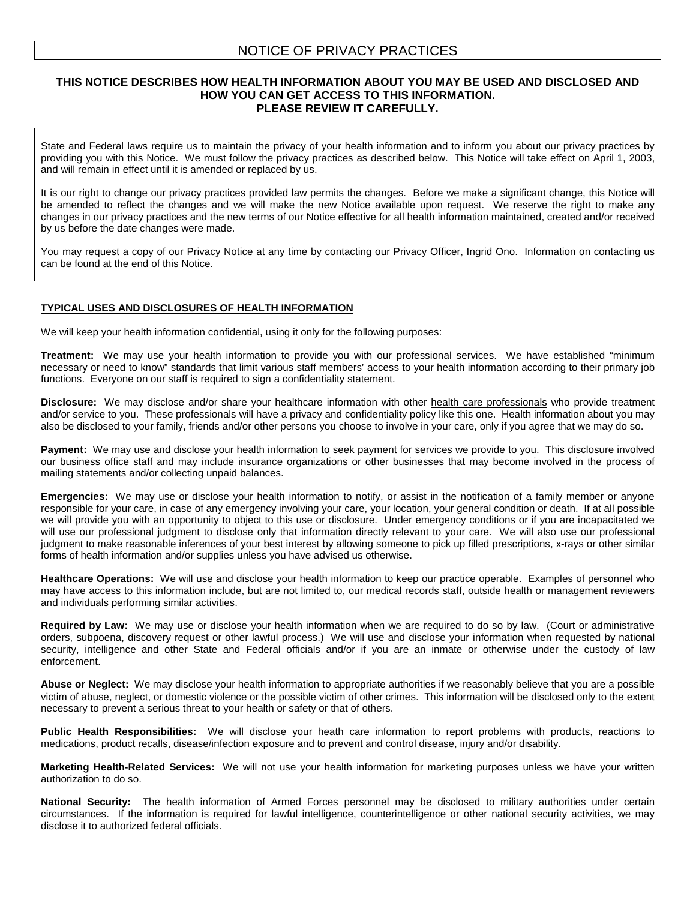# NOTICE OF PRIVACY PRACTICES

**THIS NOTICE DESCRIBES HOW HEALTH INFORMATION ABOUT YOU MAY BE USED AND DISCLOSED AND HOW YOU CAN GET ACCESS TO THIS INFORMATION.
PLEASE REVIEW IT CAREFULLY.**

State and Federal laws require us to maintain the privacy of your health information and to inform you about our privacy practices by providing you with this Notice. We must follow the privacy practices as described below. This Notice will take effect on April 1, 2003, and will remain in effect until it is amended or replaced by us.

It is our right to change our privacy practices provided law permits the changes. Before we make a significant change, this Notice will be amended to reflect the changes and we will make the new Notice available upon request. We reserve the right to make any changes in our privacy practices and the new terms of our Notice effective for all health information maintained, created and/or received by us before the date changes were made.

You may request a copy of our Privacy Notice at any time by contacting our Privacy Officer, Ingrid Ono. Information on contacting us can be found at the end of this Notice.

## TYPICAL USES AND DISCLOSURES OF HEALTH INFORMATION

We will keep your health information confidential, using it only for the following purposes:

**Treatment:** We may use your health information to provide you with our professional services. We have established "minimum necessary or need to know" standards that limit various staff members' access to your health information according to their primary job functions. Everyone on our staff is required to sign a confidentiality statement.

**Disclosure:** We may disclose and/or share your healthcare information with other health care professionals who provide treatment and/or service to you. These professionals will have a privacy and confidentiality policy like this one. Health information about you may also be disclosed to your family, friends and/or other persons you choose to involve in your care, only if you agree that we may do so.

**Payment:** We may use and disclose your health information to seek payment for services we provide to you. This disclosure involved our business office staff and may include insurance organizations or other businesses that may become involved in the process of mailing statements and/or collecting unpaid balances.

**Emergencies:** We may use or disclose your health information to notify, or assist in the notification of a family member or anyone responsible for your care, in case of any emergency involving your care, your location, your general condition or death. If at all possible we will provide you with an opportunity to object to this use or disclosure. Under emergency conditions or if you are incapacitated we will use our professional judgment to disclose only that information directly relevant to your care. We will also use our professional judgment to make reasonable inferences of your best interest by allowing someone to pick up filled prescriptions, x-rays or other similar forms of health information and/or supplies unless you have advised us otherwise.

**Healthcare Operations:** We will use and disclose your health information to keep our practice operable. Examples of personnel who may have access to this information include, but are not limited to, our medical records staff, outside health or management reviewers and individuals performing similar activities.

**Required by Law:** We may use or disclose your health information when we are required to do so by law. (Court or administrative orders, subpoena, discovery request or other lawful process.) We will use and disclose your information when requested by national security, intelligence and other State and Federal officials and/or if you are an inmate or otherwise under the custody of law enforcement.

**Abuse or Neglect:** We may disclose your health information to appropriate authorities if we reasonably believe that you are a possible victim of abuse, neglect, or domestic violence or the possible victim of other crimes. This information will be disclosed only to the extent necessary to prevent a serious threat to your health or safety or that of others.

**Public Health Responsibilities:** We will disclose your heath care information to report problems with products, reactions to medications, product recalls, disease/infection exposure and to prevent and control disease, injury and/or disability.

**Marketing Health-Related Services:** We will not use your health information for marketing purposes unless we have your written authorization to do so.

**National Security:** The health information of Armed Forces personnel may be disclosed to military authorities under certain circumstances. If the information is required for lawful intelligence, counterintelligence or other national security activities, we may disclose it to authorized federal officials.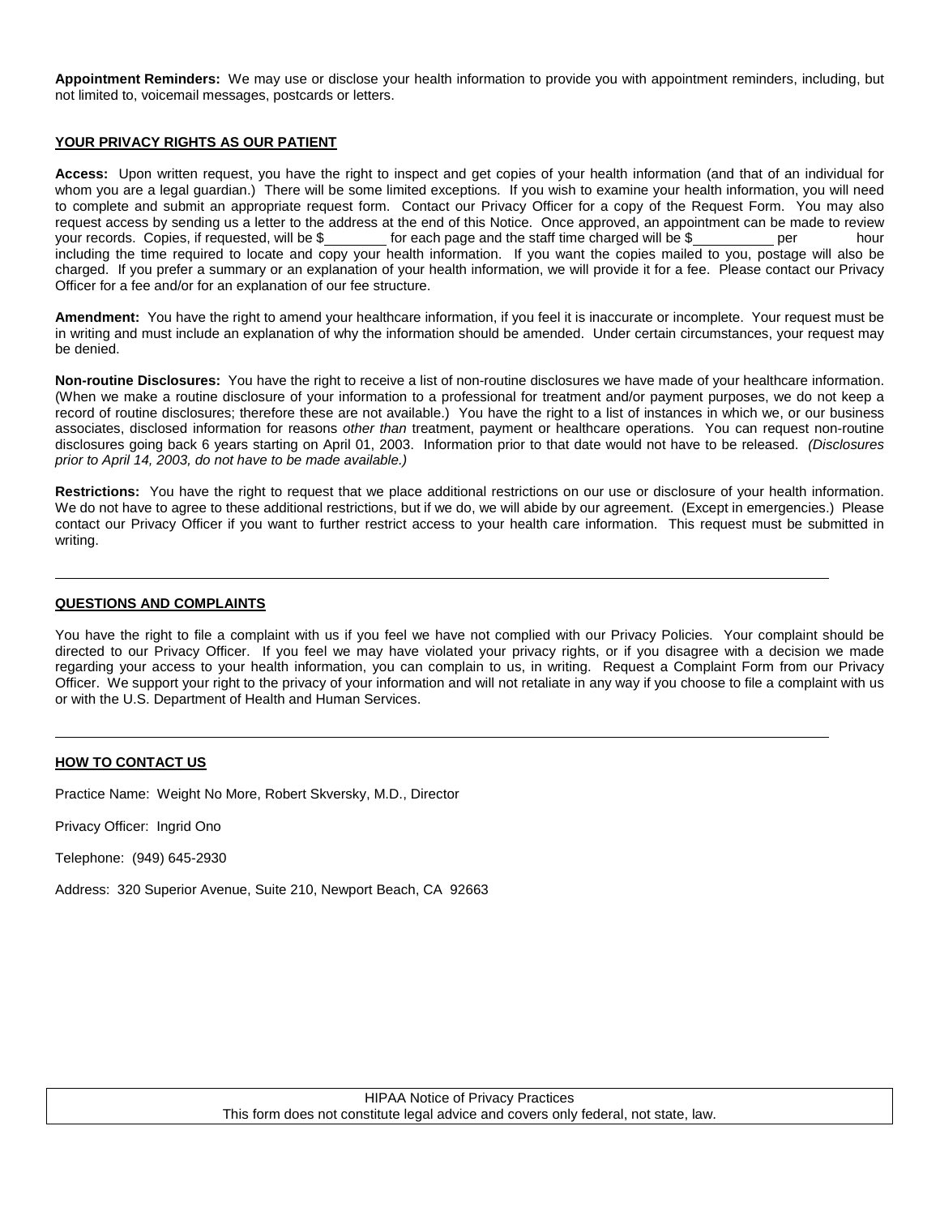**Appointment Reminders:** We may use or disclose your health information to provide you with appointment reminders, including, but not limited to, voicemail messages, postcards or letters.

## YOUR PRIVACY RIGHTS AS OUR PATIENT

**Access:** Upon written request, you have the right to inspect and get copies of your health information (and that of an individual for whom you are a legal guardian.) There will be some limited exceptions. If you wish to examine your health information, you will need to complete and submit an appropriate request form. Contact our Privacy Officer for a copy of the Request Form. You may also request access by sending us a letter to the address at the end of this Notice. Once approved, an appointment can be made to review your records. Copies, if requested, will be $________ for each page and the staff time charged will be $__________ per hour including the time required to locate and copy your health information. If you want the copies mailed to you, postage will also be charged. If you prefer a summary or an explanation of your health information, we will provide it for a fee. Please contact our Privacy Officer for a fee and/or for an explanation of our fee structure.

**Amendment:** You have the right to amend your healthcare information, if you feel it is inaccurate or incomplete. Your request must be in writing and must include an explanation of why the information should be amended. Under certain circumstances, your request may be denied.

**Non-routine Disclosures:** You have the right to receive a list of non-routine disclosures we have made of your healthcare information. (When we make a routine disclosure of your information to a professional for treatment and/or payment purposes, we do not keep a record of routine disclosures; therefore these are not available.) You have the right to a list of instances in which we, or our business associates, disclosed information for reasons *other than* treatment, payment or healthcare operations. You can request non-routine disclosures going back 6 years starting on April 01, 2003. Information prior to that date would not have to be released. *(Disclosures prior to April 14, 2003, do not have to be made available.)*

**Restrictions:** You have the right to request that we place additional restrictions on our use or disclosure of your health information. We do not have to agree to these additional restrictions, but if we do, we will abide by our agreement. (Except in emergencies.) Please contact our Privacy Officer if you want to further restrict access to your health care information. This request must be submitted in writing.

---

## QUESTIONS AND COMPLAINTS

You have the right to file a complaint with us if you feel we have not complied with our Privacy Policies. Your complaint should be directed to our Privacy Officer. If you feel we may have violated your privacy rights, or if you disagree with a decision we made regarding your access to your health information, you can complain to us, in writing. Request a Complaint Form from our Privacy Officer. We support your right to the privacy of your information and will not retaliate in any way if you choose to file a complaint with us or with the U.S. Department of Health and Human Services.

---

## HOW TO CONTACT US

Practice Name: Weight No More, Robert Skversky, M.D., Director

Privacy Officer: Ingrid Ono

Telephone: (949) 645-2930

Address: 320 Superior Avenue, Suite 210, Newport Beach, CA 92663

HIPAA Notice of Privacy Practices
This form does not constitute legal advice and covers only federal, not state, law.